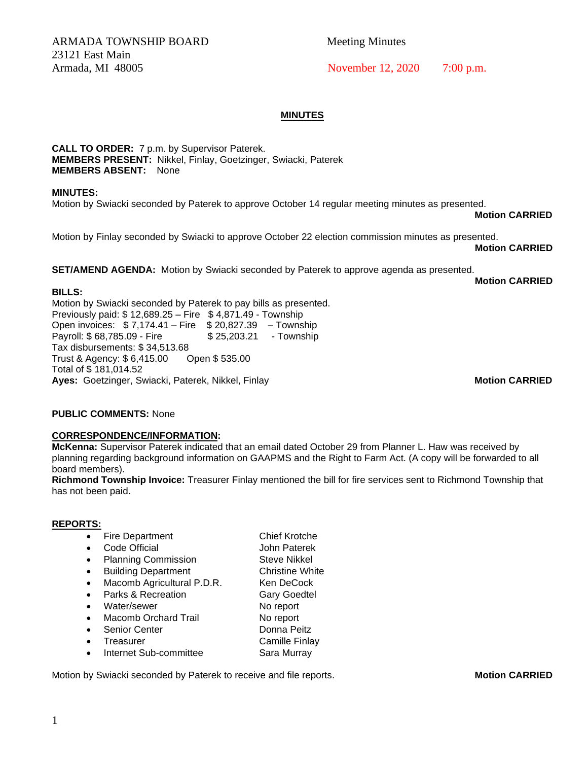ARMADA TOWNSHIP BOARD
23121 East Main
Armada, MI 48005

Meeting Minutes
November 12, 2020 7:00 p.m.

## MINUTES

**CALL TO ORDER:** 7 p.m. by Supervisor Paterek.
**MEMBERS PRESENT:** Nikkel, Finlay, Goetzinger, Swiacki, Paterek
**MEMBERS ABSENT:** None

**MINUTES:**
Motion by Swiacki seconded by Paterek to approve October 14 regular meeting minutes as presented.
**Motion CARRIED**

Motion by Finlay seconded by Swiacki to approve October 22 election commission minutes as presented.
**Motion CARRIED**

**SET/AMEND AGENDA:** Motion by Swiacki seconded by Paterek to approve agenda as presented.
**Motion CARRIED**

**BILLS:**
Motion by Swiacki seconded by Paterek to pay bills as presented.
Previously paid: $ 12,689.25 – Fire $ 4,871.49 - Township
Open invoices: $ 7,174.41 – Fire $ 20,827.39 – Township
Payroll: $ 68,785.09 - Fire $ 25,203.21 - Township
Tax disbursements: $ 34,513.68
Trust & Agency: $ 6,415.00 Open $ 535.00
Total of $ 181,014.52
**Ayes:** Goetzinger, Swiacki, Paterek, Nikkel, Finlay **Motion CARRIED**

**PUBLIC COMMENTS:** None

**CORRESPONDENCE/INFORMATION:**
**McKenna:** Supervisor Paterek indicated that an email dated October 29 from Planner L. Haw was received by planning regarding background information on GAAPMS and the Right to Farm Act. (A copy will be forwarded to all board members).
**Richmond Township Invoice:** Treasurer Finlay mentioned the bill for fire services sent to Richmond Township that has not been paid.

**REPORTS:**
- Fire Department — Chief Krotche
- Code Official — John Paterek
- Planning Commission — Steve Nikkel
- Building Department — Christine White
- Macomb Agricultural P.D.R. — Ken DeCock
- Parks & Recreation — Gary Goedtel
- Water/sewer — No report
- Macomb Orchard Trail — No report
- Senior Center — Donna Peitz
- Treasurer — Camille Finlay
- Internet Sub-committee — Sara Murray

Motion by Swiacki seconded by Paterek to receive and file reports. **Motion CARRIED**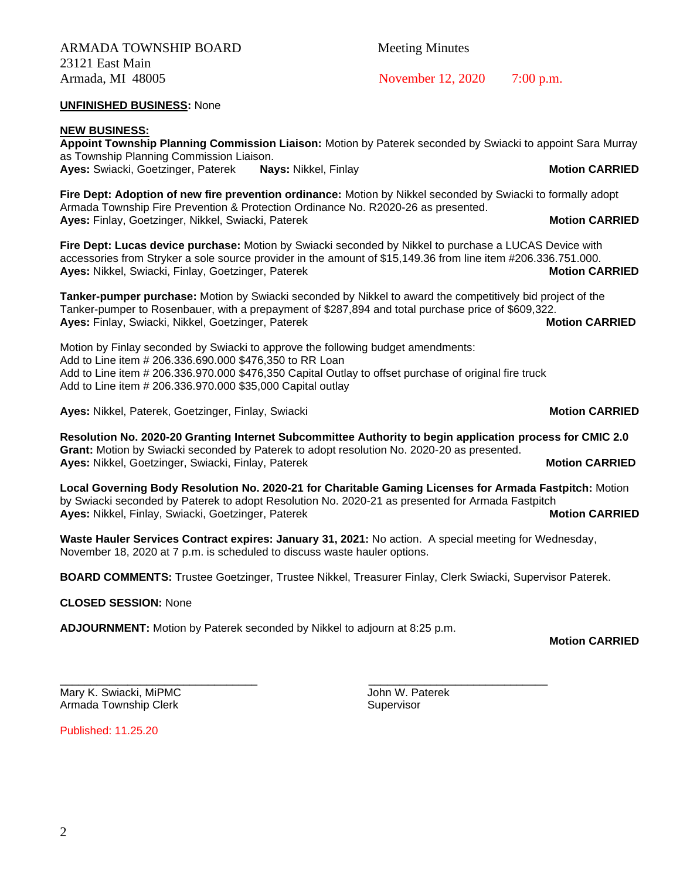ARMADA TOWNSHIP BOARD
23121 East Main
Armada, MI 48005

Meeting Minutes

November 12, 2020 7:00 p.m.

**UNFINISHED BUSINESS:** None

**NEW BUSINESS:**

**Appoint Township Planning Commission Liaison:** Motion by Paterek seconded by Swiacki to appoint Sara Murray as Township Planning Commission Liaison.
**Ayes:** Swiacki, Goetzinger, Paterek **Nays:** Nikkel, Finlay **Motion CARRIED**

**Fire Dept: Adoption of new fire prevention ordinance:** Motion by Nikkel seconded by Swiacki to formally adopt Armada Township Fire Prevention & Protection Ordinance No. R2020-26 as presented.
**Ayes:** Finlay, Goetzinger, Nikkel, Swiacki, Paterek **Motion CARRIED**

**Fire Dept: Lucas device purchase:** Motion by Swiacki seconded by Nikkel to purchase a LUCAS Device with accessories from Stryker a sole source provider in the amount of $15,149.36 from line item #206.336.751.000.
**Ayes:** Nikkel, Swiacki, Finlay, Goetzinger, Paterek **Motion CARRIED**

**Tanker-pumper purchase:** Motion by Swiacki seconded by Nikkel to award the competitively bid project of the Tanker-pumper to Rosenbauer, with a prepayment of $287,894 and total purchase price of $609,322.
**Ayes:** Finlay, Swiacki, Nikkel, Goetzinger, Paterek **Motion CARRIED**

Motion by Finlay seconded by Swiacki to approve the following budget amendments:
Add to Line item # 206.336.690.000 $476,350 to RR Loan
Add to Line item # 206.336.970.000 $476,350 Capital Outlay to offset purchase of original fire truck
Add to Line item # 206.336.970.000 $35,000 Capital outlay

**Ayes:** Nikkel, Paterek, Goetzinger, Finlay, Swiacki **Motion CARRIED**

**Resolution No. 2020-20 Granting Internet Subcommittee Authority to begin application process for CMIC 2.0 Grant:** Motion by Swiacki seconded by Paterek to adopt resolution No. 2020-20 as presented.
**Ayes:** Nikkel, Goetzinger, Swiacki, Finlay, Paterek **Motion CARRIED**

**Local Governing Body Resolution No. 2020-21 for Charitable Gaming Licenses for Armada Fastpitch:** Motion by Swiacki seconded by Paterek to adopt Resolution No. 2020-21 as presented for Armada Fastpitch
**Ayes:** Nikkel, Finlay, Swiacki, Goetzinger, Paterek **Motion CARRIED**

**Waste Hauler Services Contract expires: January 31, 2021:** No action. A special meeting for Wednesday, November 18, 2020 at 7 p.m. is scheduled to discuss waste hauler options.

**BOARD COMMENTS:** Trustee Goetzinger, Trustee Nikkel, Treasurer Finlay, Clerk Swiacki, Supervisor Paterek.

**CLOSED SESSION:** None

**ADJOURNMENT:** Motion by Paterek seconded by Nikkel to adjourn at 8:25 p.m.

**Motion CARRIED**

_______________________________
Mary K. Swiacki, MiPMC
Armada Township Clerk

_______________________________
John W. Paterek
Supervisor

Published: 11.25.20